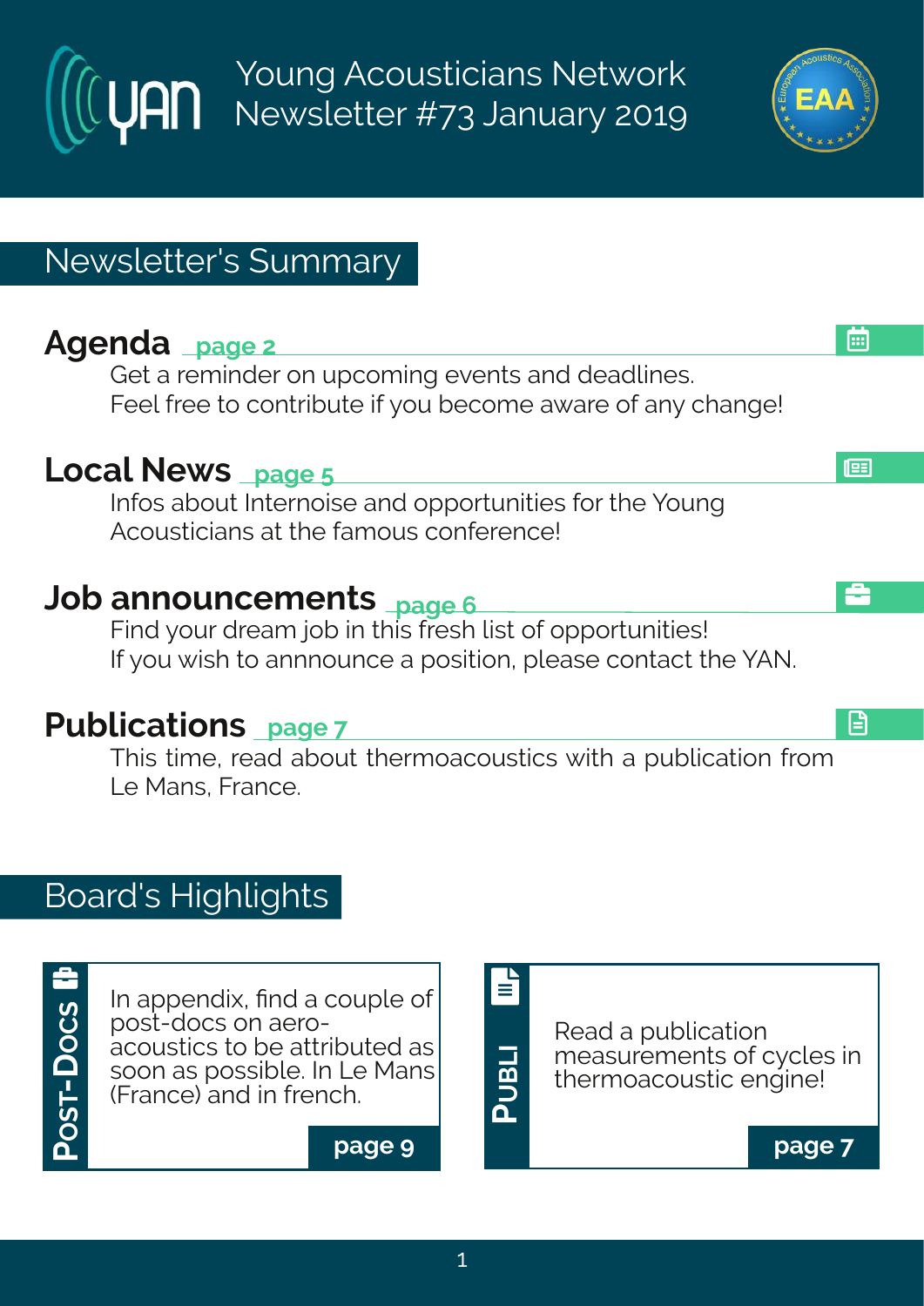# Young Acousticians Network Newsletter #73 January 2019

## Newsletter's Summary

### Agenda page 2

Get a reminder on upcoming events and deadlines.
Feel free to contribute if you become aware of any change!

### Local News page 5

Infos about Internoise and opportunities for the Young Acousticians at the famous conference!

### Job announcements page 6

Find your dream job in this fresh list of opportunities!
If you wish to annnounce a position, please contact the YAN.

### Publications page 7

This time, read about thermoacoustics with a publication from Le Mans, France.

## Board's Highlights

**Post-Docs**

In appendix, find a couple of post-docs on aero-acoustics to be attributed as soon as possible. In Le Mans (France) and in french.

**page 9**

**Publi**

Read a publication measurements of cycles in thermoacoustic engine!

**page 7**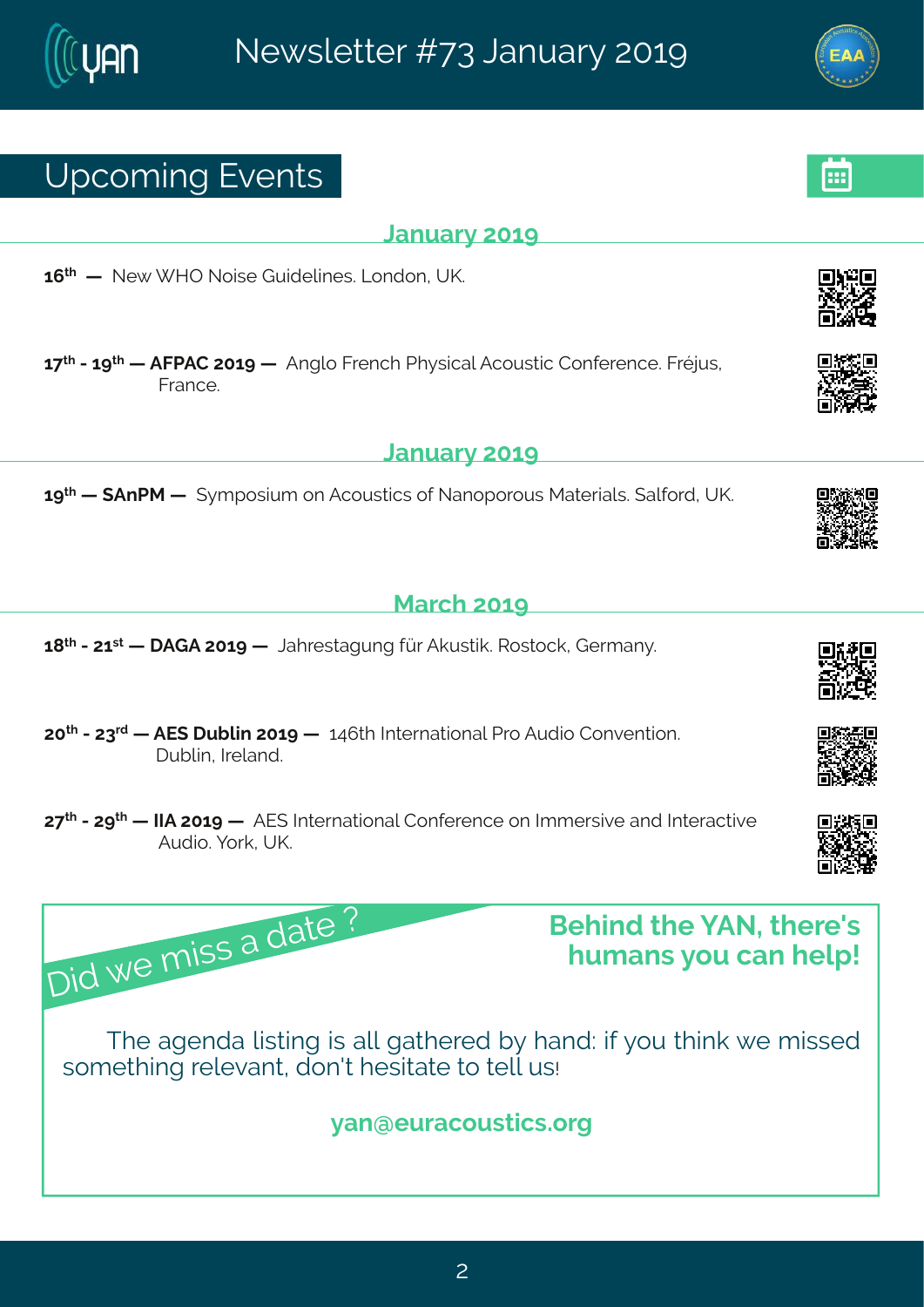# Upcoming Events

## January 2019

**16th —** New WHO Noise Guidelines. London, UK.

**17th - 19th — AFPAC 2019 —** Anglo French Physical Acoustic Conference. Fréjus, France.

## January 2019

**19th — SAnPM —** Symposium on Acoustics of Nanoporous Materials. Salford, UK.

## March 2019

**18th - 21st — DAGA 2019 —** Jahrestagung für Akustik. Rostock, Germany.

**20th - 23rd — AES Dublin 2019 —** 146th International Pro Audio Convention. Dublin, Ireland.

**27th - 29th — IIA 2019 —** AES International Conference on Immersive and Interactive Audio. York, UK.

## Did we miss a date ?

**Behind the YAN, there's humans you can help!**

The agenda listing is all gathered by hand: if you think we missed something relevant, don't hesitate to tell us!

**yan@euracoustics.org**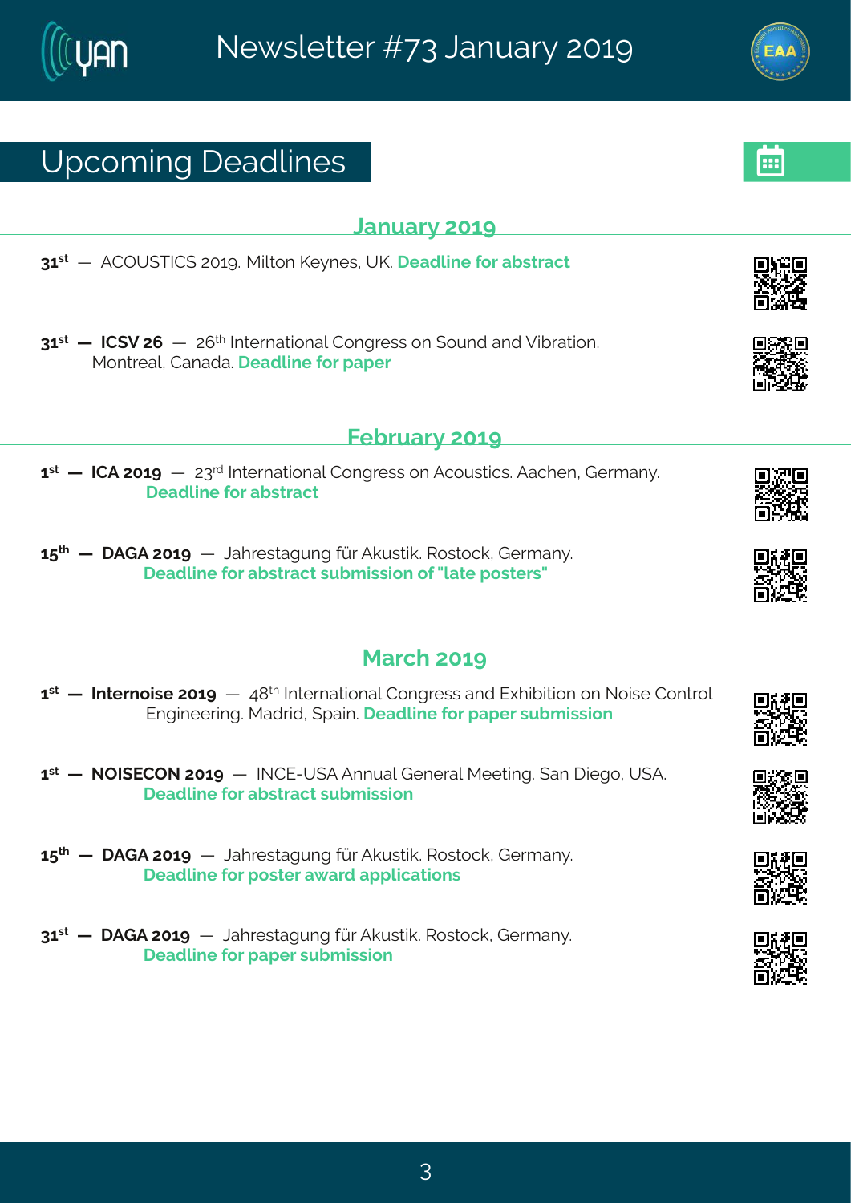# Upcoming Deadlines

## January 2019

**31st** — ACOUSTICS 2019. Milton Keynes, UK. **Deadline for abstract**

**31st — ICSV 26** — 26th International Congress on Sound and Vibration. Montreal, Canada. **Deadline for paper**

## February 2019

**1st — ICA 2019** — 23rd International Congress on Acoustics. Aachen, Germany. **Deadline for abstract**

**15th — DAGA 2019** — Jahrestagung für Akustik. Rostock, Germany. **Deadline for abstract submission of "late posters"**

## March 2019

**1st — Internoise 2019** — 48th International Congress and Exhibition on Noise Control Engineering. Madrid, Spain. **Deadline for paper submission**

**1st — NOISECON 2019** — INCE-USA Annual General Meeting. San Diego, USA. **Deadline for abstract submission**

**15th — DAGA 2019** — Jahrestagung für Akustik. Rostock, Germany. **Deadline for poster award applications**

**31st — DAGA 2019** — Jahrestagung für Akustik. Rostock, Germany. **Deadline for paper submission**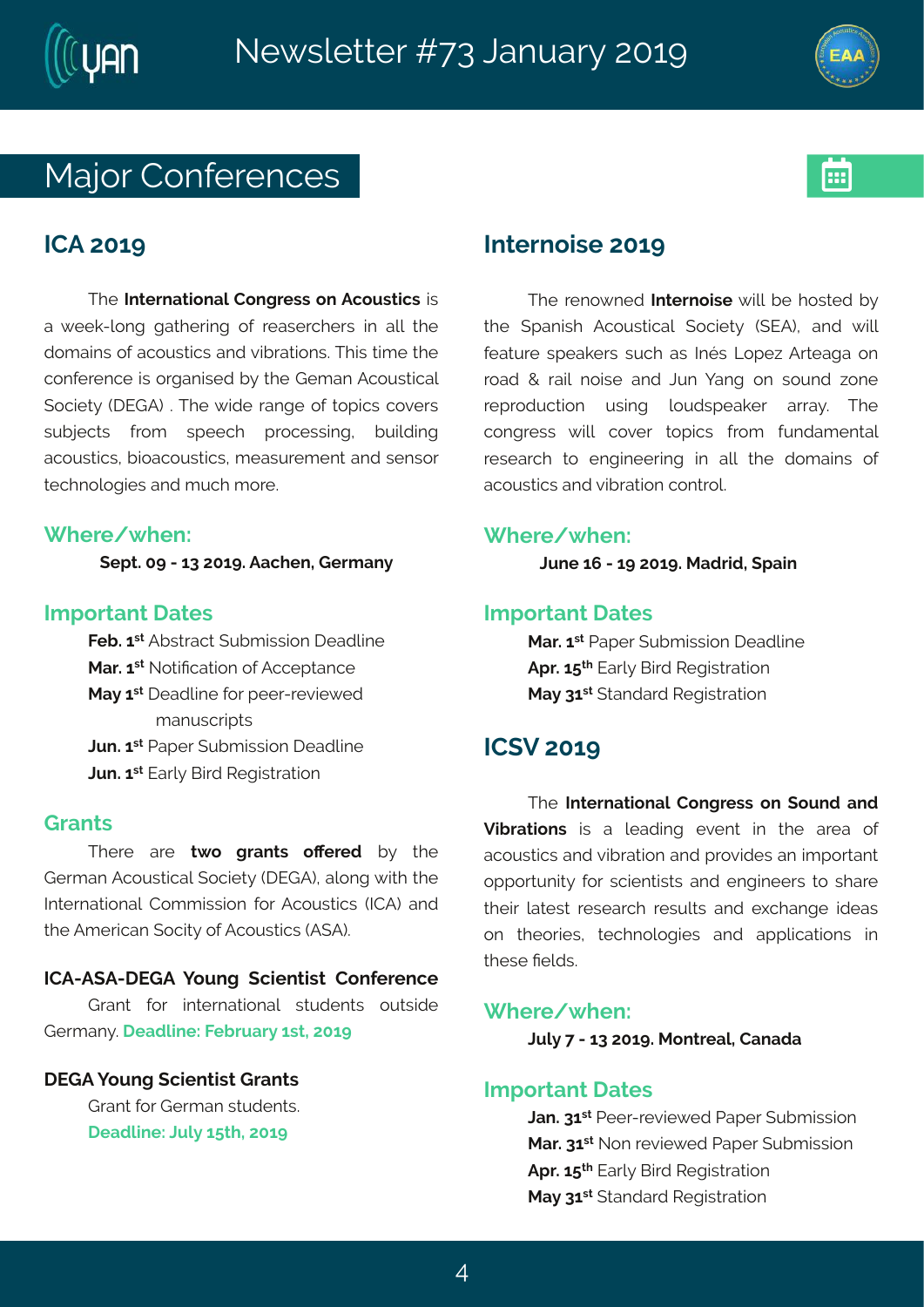# Major Conferences

## ICA 2019

The **International Congress on Acoustics** is a week-long gathering of reasearchers in all the domains of acoustics and vibrations. This time the conference is organised by the Geman Acoustical Society (DEGA) . The wide range of topics covers subjects from speech processing, building acoustics, bioacoustics, measurement and sensor technologies and much more.

### Where/when:

**Sept. 09 - 13 2019. Aachen, Germany**

### Important Dates

**Feb. 1st** Abstract Submission Deadline
**Mar. 1st** Notification of Acceptance
**May 1st** Deadline for peer-reviewed manuscripts
**Jun. 1st** Paper Submission Deadline
**Jun. 1st** Early Bird Registration

### Grants

There are **two grants offered** by the German Acoustical Society (DEGA), along with the International Commission for Acoustics (ICA) and the American Socity of Acoustics (ASA).

**ICA-ASA-DEGA Young Scientist Conference**

Grant for international students outside Germany. **Deadline: February 1st, 2019**

**DEGA Young Scientist Grants**

Grant for German students.
**Deadline: July 15th, 2019**

## Internoise 2019

The renowned **Internoise** will be hosted by the Spanish Acoustical Society (SEA), and will feature speakers such as Inés Lopez Arteaga on road & rail noise and Jun Yang on sound zone reproduction using loudspeaker array. The congress will cover topics from fundamental research to engineering in all the domains of acoustics and vibration control.

### Where/when:

**June 16 - 19 2019. Madrid, Spain**

### Important Dates

**Mar. 1st** Paper Submission Deadline
**Apr. 15th** Early Bird Registration
**May 31st** Standard Registration

## ICSV 2019

The **International Congress on Sound and Vibrations** is a leading event in the area of acoustics and vibration and provides an important opportunity for scientists and engineers to share their latest research results and exchange ideas on theories, technologies and applications in these fields.

### Where/when:

**July 7 - 13 2019. Montreal, Canada**

### Important Dates

**Jan. 31st** Peer-reviewed Paper Submission
**Mar. 31st** Non reviewed Paper Submission
**Apr. 15th** Early Bird Registration
**May 31st** Standard Registration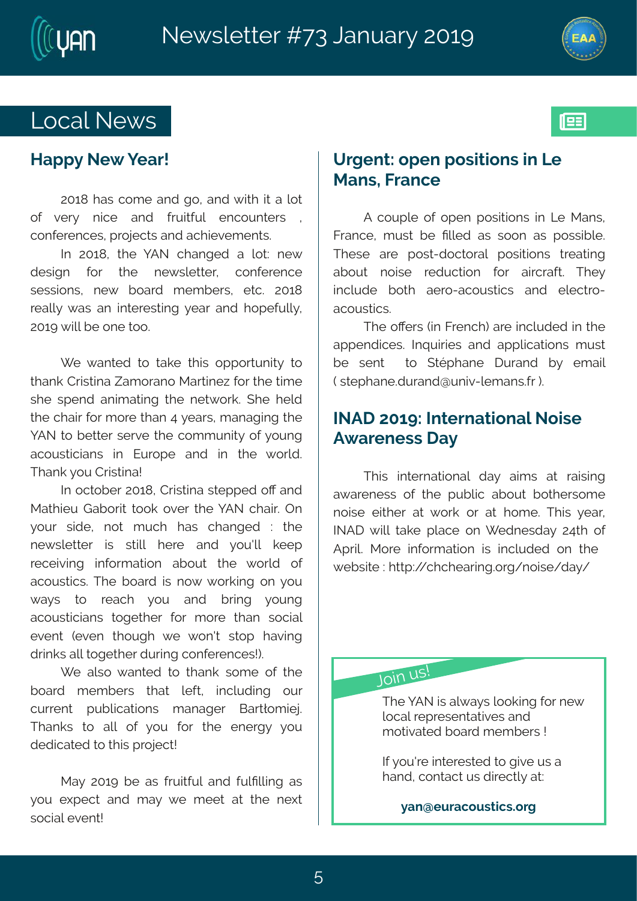# Local News

## Happy New Year!

2018 has come and go, and with it a lot of very nice and fruitful encounters , conferences, projects and achievements.

In 2018, the YAN changed a lot: new design for the newsletter, conference sessions, new board members, etc. 2018 really was an interesting year and hopefully, 2019 will be one too.

We wanted to take this opportunity to thank Cristina Zamorano Martinez for the time she spend animating the network. She held the chair for more than 4 years, managing the YAN to better serve the community of young acousticians in Europe and in the world. Thank you Cristina!

In october 2018, Cristina stepped off and Mathieu Gaborit took over the YAN chair. On your side, not much has changed : the newsletter is still here and you'll keep receiving information about the world of acoustics. The board is now working on you ways to reach you and bring young acousticians together for more than social event (even though we won't stop having drinks all together during conferences!).

We also wanted to thank some of the board members that left, including our current publications manager Bartłomiej. Thanks to all of you for the energy you dedicated to this project!

May 2019 be as fruitful and fulfilling as you expect and may we meet at the next social event!

## Urgent: open positions in Le Mans, France

A couple of open positions in Le Mans, France, must be filled as soon as possible. These are post-doctoral positions treating about noise reduction for aircraft. They include both aero-acoustics and electro-acoustics.

The offers (in French) are included in the appendices. Inquiries and applications must be sent to Stéphane Durand by email ( stephane.durand@univ-lemans.fr ).

## INAD 2019: International Noise Awareness Day

This international day aims at raising awareness of the public about bothersome noise either at work or at home. This year, INAD will take place on Wednesday 24th of April. More information is included on the website : http://chchearing.org/noise/day/

### Join us!

The YAN is always looking for new local representatives and motivated board members !

If you're interested to give us a hand, contact us directly at:

**yan@euracoustics.org**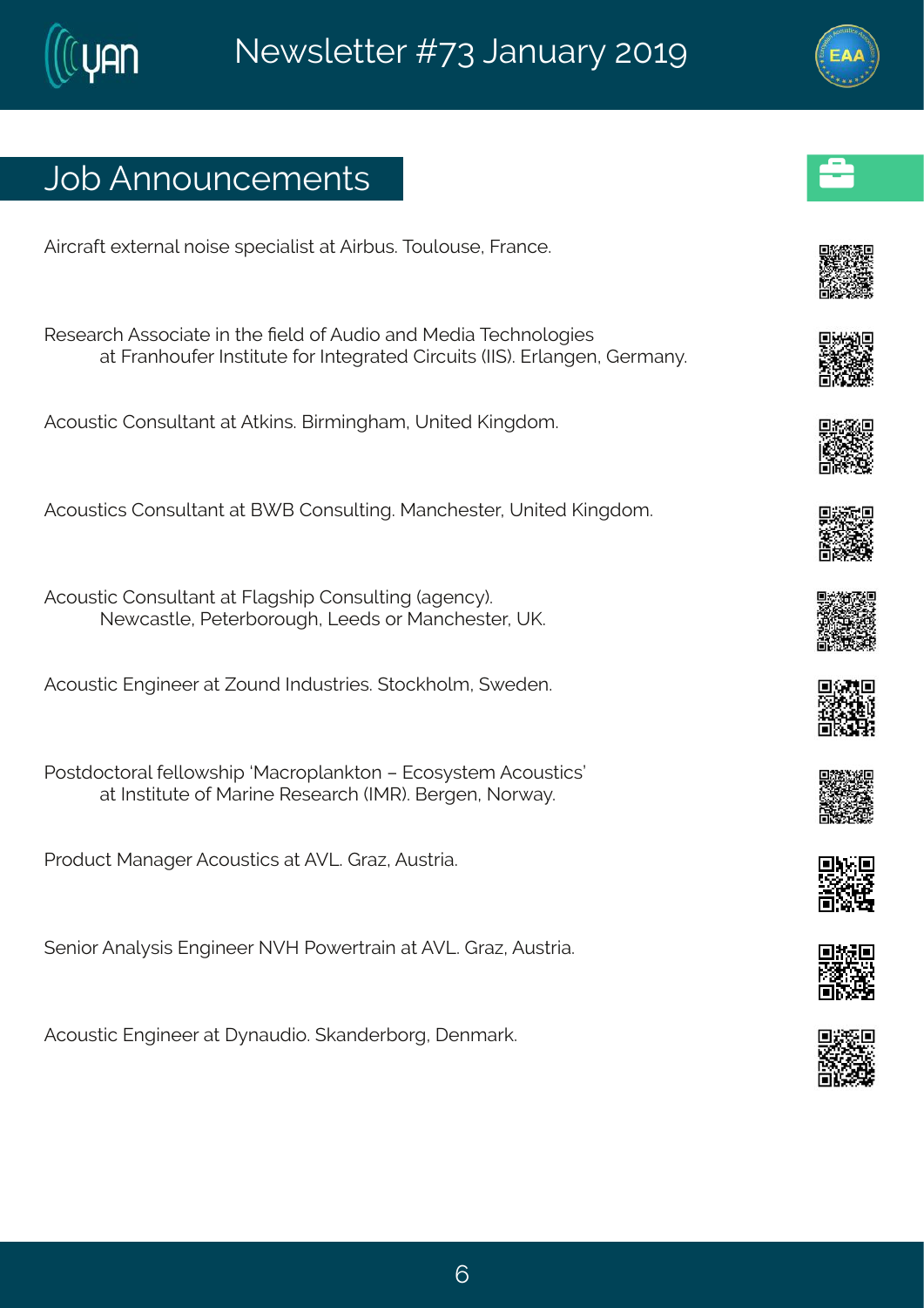## Job Announcements

Aircraft external noise specialist at Airbus. Toulouse, France.

Research Associate in the field of Audio and Media Technologies at Franhoufer Institute for Integrated Circuits (IIS). Erlangen, Germany.

Acoustic Consultant at Atkins. Birmingham, United Kingdom.

Acoustics Consultant at BWB Consulting. Manchester, United Kingdom.

Acoustic Consultant at Flagship Consulting (agency). Newcastle, Peterborough, Leeds or Manchester, UK.

Acoustic Engineer at Zound Industries. Stockholm, Sweden.

Postdoctoral fellowship 'Macroplankton – Ecosystem Acoustics' at Institute of Marine Research (IMR). Bergen, Norway.

Product Manager Acoustics at AVL. Graz, Austria.

Senior Analysis Engineer NVH Powertrain at AVL. Graz, Austria.

Acoustic Engineer at Dynaudio. Skanderborg, Denmark.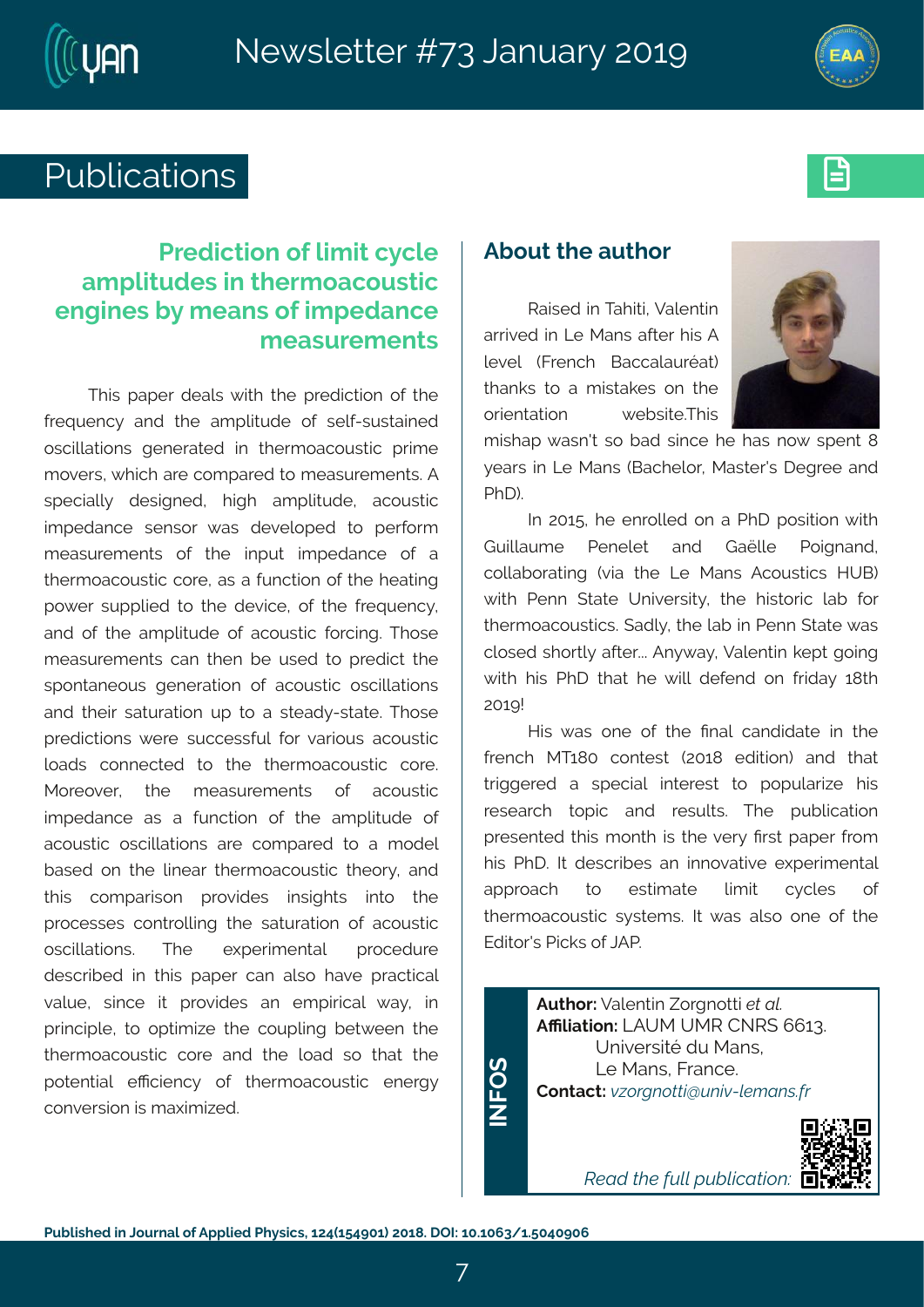# Publications

## Prediction of limit cycle amplitudes in thermoacoustic engines by means of impedance measurements

This paper deals with the prediction of the frequency and the amplitude of self-sustained oscillations generated in thermoacoustic prime movers, which are compared to measurements. A specially designed, high amplitude, acoustic impedance sensor was developed to perform measurements of the input impedance of a thermoacoustic core, as a function of the heating power supplied to the device, of the frequency, and of the amplitude of acoustic forcing. Those measurements can then be used to predict the spontaneous generation of acoustic oscillations and their saturation up to a steady-state. Those predictions were successful for various acoustic loads connected to the thermoacoustic core. Moreover, the measurements of acoustic impedance as a function of the amplitude of acoustic oscillations are compared to a model based on the linear thermoacoustic theory, and this comparison provides insights into the processes controlling the saturation of acoustic oscillations. The experimental procedure described in this paper can also have practical value, since it provides an empirical way, in principle, to optimize the coupling between the thermoacoustic core and the load so that the potential efficiency of thermoacoustic energy conversion is maximized.

## About the author

Raised in Tahiti, Valentin arrived in Le Mans after his A level (French Baccalauréat) thanks to a mistakes on the orientation website.This mishap wasn't so bad since he has now spent 8 years in Le Mans (Bachelor, Master's Degree and PhD).

In 2015, he enrolled on a PhD position with Guillaume Penelet and Gaëlle Poignand, collaborating (via the Le Mans Acoustics HUB) with Penn State University, the historic lab for thermoacoustics. Sadly, the lab in Penn State was closed shortly after... Anyway, Valentin kept going with his PhD that he will defend on friday 18th 2019!

His was one of the final candidate in the french MT180 contest (2018 edition) and that triggered a special interest to popularize his research topic and results. The publication presented this month is the very first paper from his PhD. It describes an innovative experimental approach to estimate limit cycles of thermoacoustic systems. It was also one of the Editor's Picks of JAP.

**INFOS**

**Author:** Valentin Zorgnotti *et al.*
**Affiliation:** LAUM UMR CNRS 6613. Université du Mans, Le Mans, France.
**Contact:** *vzorgnotti@univ-lemans.fr*

*Read the full publication:*

**Published in Journal of Applied Physics, 124(154901) 2018. DOI: 10.1063/1.5040906**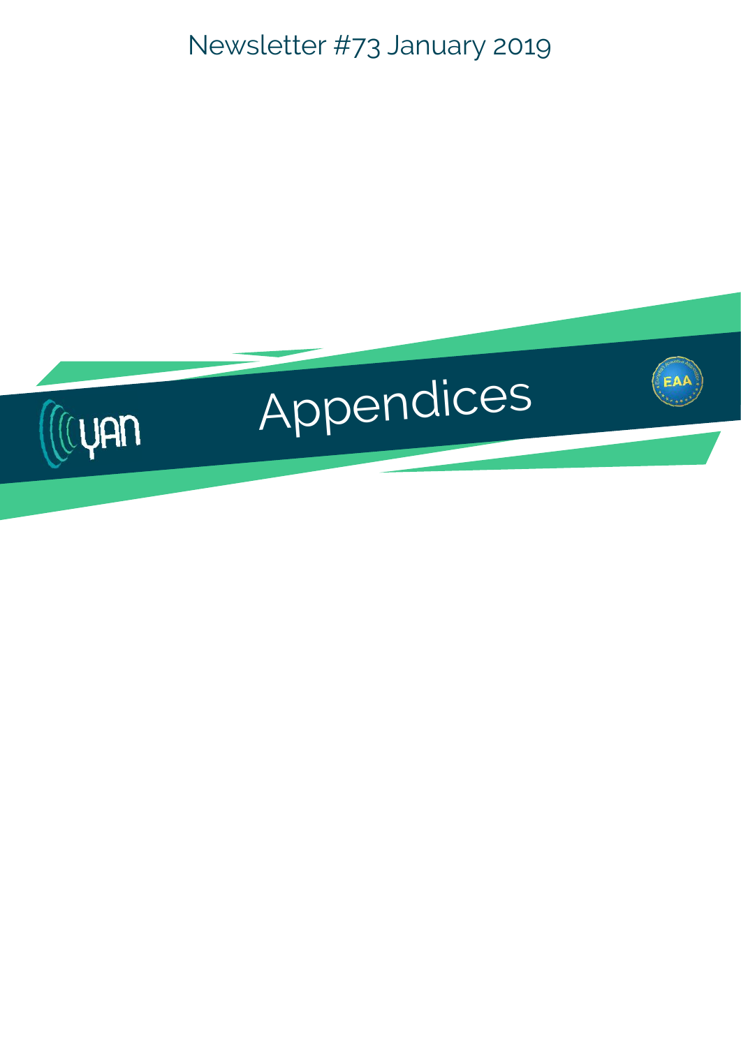Newsletter #73 January 2019

# Appendices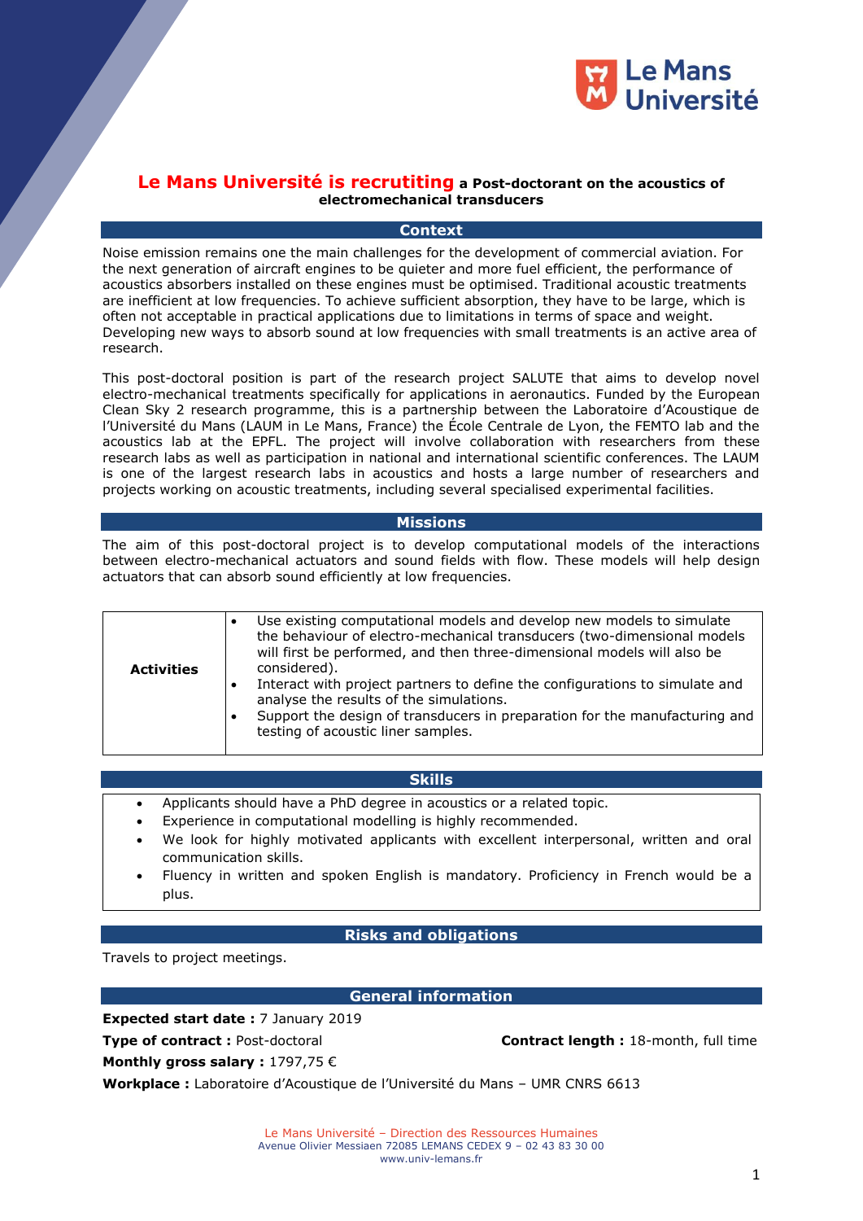# Le Mans Université is recruiting a Post-doctorant on the acoustics of electromechanical transducers

## Context

Noise emission remains one the main challenges for the development of commercial aviation. For the next generation of aircraft engines to be quieter and more fuel efficient, the performance of acoustics absorbers installed on these engines must be optimised. Traditional acoustic treatments are inefficient at low frequencies. To achieve sufficient absorption, they have to be large, which is often not acceptable in practical applications due to limitations in terms of space and weight. Developing new ways to absorb sound at low frequencies with small treatments is an active area of research.

This post-doctoral position is part of the research project SALUTE that aims to develop novel electro-mechanical treatments specifically for applications in aeronautics. Funded by the European Clean Sky 2 research programme, this is a partnership between the Laboratoire d'Acoustique de l'Université du Mans (LAUM in Le Mans, France) the École Centrale de Lyon, the FEMTO lab and the acoustics lab at the EPFL. The project will involve collaboration with researchers from these research labs as well as participation in national and international scientific conferences. The LAUM is one of the largest research labs in acoustics and hosts a large number of researchers and projects working on acoustic treatments, including several specialised experimental facilities.

## Missions

The aim of this post-doctoral project is to develop computational models of the interactions between electro-mechanical actuators and sound fields with flow. These models will help design actuators that can absorb sound efficiently at low frequencies.

| | |
|---|---|
| **Activities** | • Use existing computational models and develop new models to simulate the behaviour of electro-mechanical transducers (two-dimensional models will first be performed, and then three-dimensional models will also be considered).<br>• Interact with project partners to define the configurations to simulate and analyse the results of the simulations.<br>• Support the design of transducers in preparation for the manufacturing and testing of acoustic liner samples. |

## Skills

- Applicants should have a PhD degree in acoustics or a related topic.
- Experience in computational modelling is highly recommended.
- We look for highly motivated applicants with excellent interpersonal, written and oral communication skills.
- Fluency in written and spoken English is mandatory. Proficiency in French would be a plus.

## Risks and obligations

Travels to project meetings.

## General information

**Expected start date :** 7 January 2019

**Type of contract :** Post-doctoral

**Contract length :** 18-month, full time

**Monthly gross salary :** 1797,75 €

**Workplace :** Laboratoire d'Acoustique de l'Université du Mans – UMR CNRS 6613

Le Mans Université – Direction des Ressources Humaines
Avenue Olivier Messiaen 72085 LEMANS CEDEX 9 – 02 43 83 30 00
www.univ-lemans.fr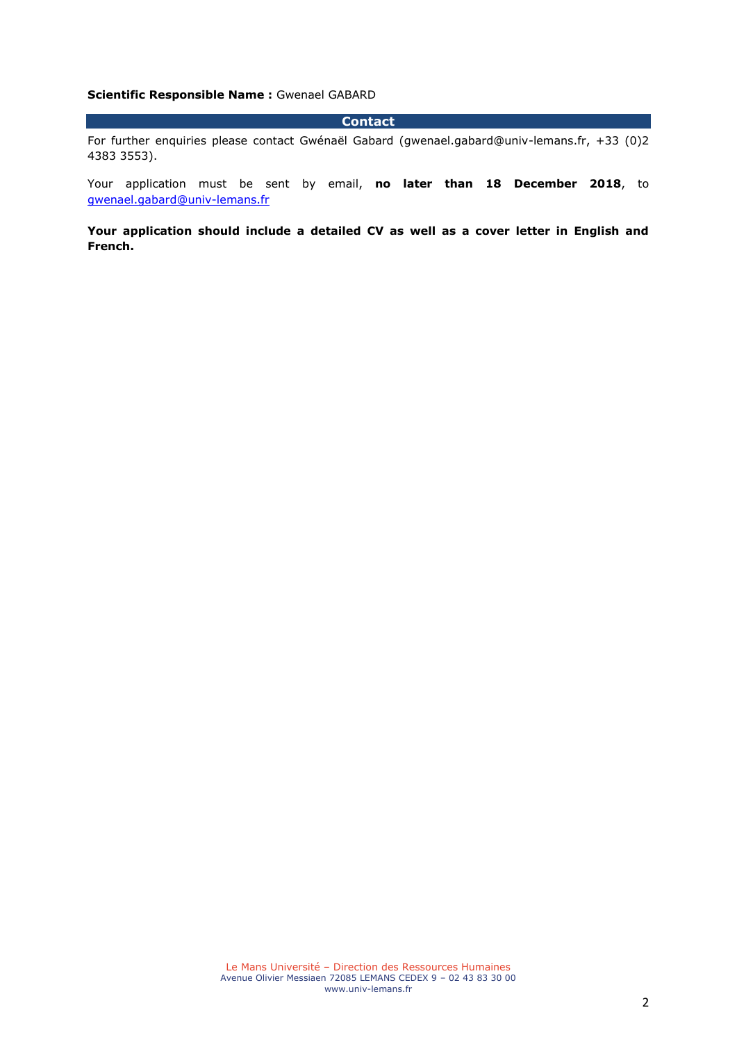**Scientific Responsible Name :** Gwenael GABARD

## Contact

For further enquiries please contact Gwénaël Gabard (gwenael.gabard@univ-lemans.fr, +33 (0)2 4383 3553).

Your application must be sent by email, **no later than 18 December 2018**, to gwenael.gabard@univ-lemans.fr

**Your application should include a detailed CV as well as a cover letter in English and French.**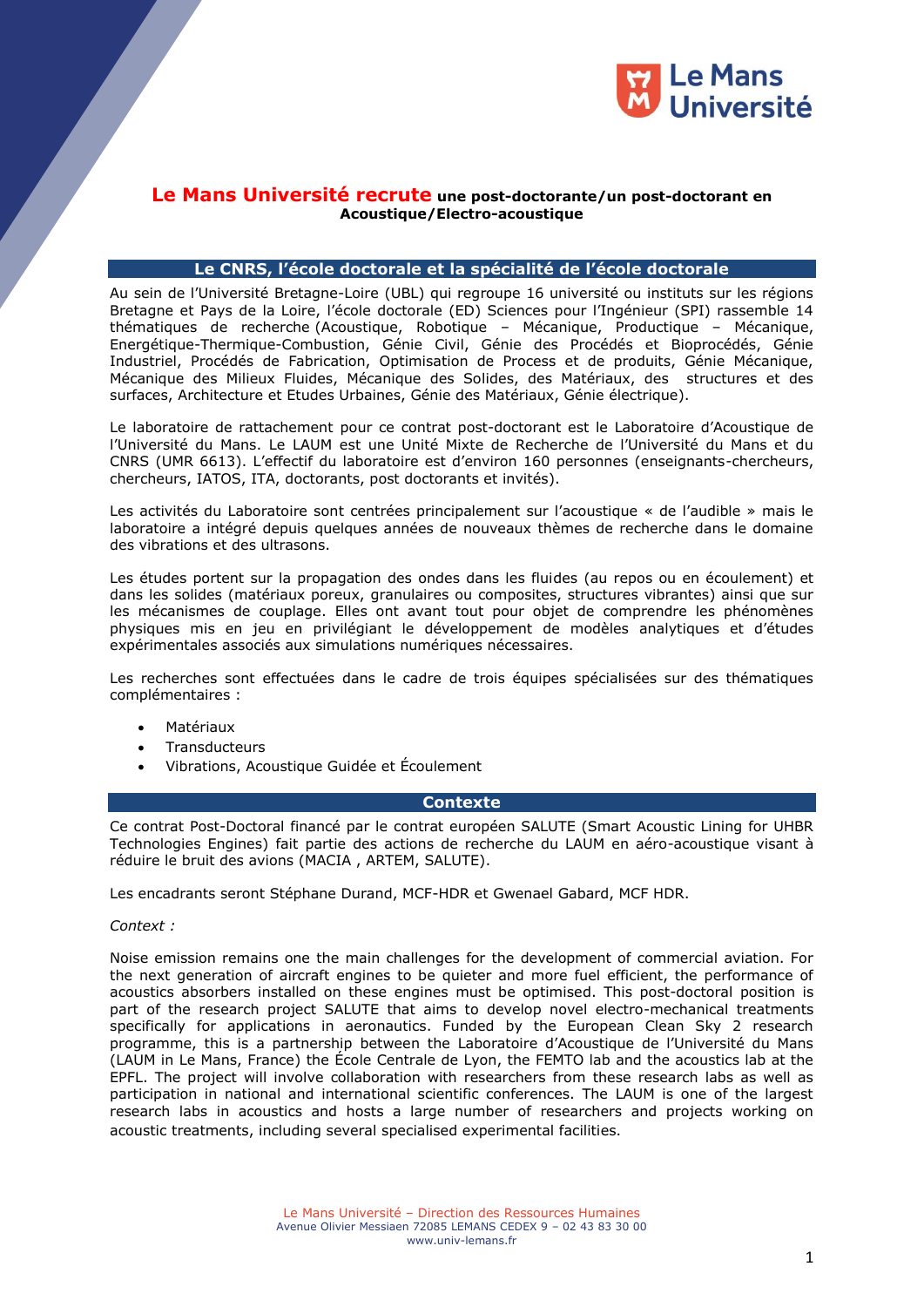# **Le Mans Université recrute** une post-doctorante/un post-doctorant en Acoustique/Electro-acoustique

## Le CNRS, l'école doctorale et la spécialité de l'école doctorale

Au sein de l'Université Bretagne-Loire (UBL) qui regroupe 16 université ou instituts sur les régions Bretagne et Pays de la Loire, l'école doctorale (ED) Sciences pour l'Ingénieur (SPI) rassemble 14 thématiques de recherche (Acoustique, Robotique – Mécanique, Productique – Mécanique, Energétique-Thermique-Combustion, Génie Civil, Génie des Procédés et Bioprocédés, Génie Industriel, Procédés de Fabrication, Optimisation de Process et de produits, Génie Mécanique, Mécanique des Milieux Fluides, Mécanique des Solides, des Matériaux, des structures et des surfaces, Architecture et Etudes Urbaines, Génie des Matériaux, Génie électrique).

Le laboratoire de rattachement pour ce contrat post-doctorant est le Laboratoire d'Acoustique de l'Université du Mans. Le LAUM est une Unité Mixte de Recherche de l'Université du Mans et du CNRS (UMR 6613). L'effectif du laboratoire est d'environ 160 personnes (enseignants-chercheurs, chercheurs, IATOS, ITA, doctorants, post doctorants et invités).

Les activités du Laboratoire sont centrées principalement sur l'acoustique « de l'audible » mais le laboratoire a intégré depuis quelques années de nouveaux thèmes de recherche dans le domaine des vibrations et des ultrasons.

Les études portent sur la propagation des ondes dans les fluides (au repos ou en écoulement) et dans les solides (matériaux poreux, granulaires ou composites, structures vibrantes) ainsi que sur les mécanismes de couplage. Elles ont avant tout pour objet de comprendre les phénomènes physiques mis en jeu en privilégiant le développement de modèles analytiques et d'études expérimentales associés aux simulations numériques nécessaires.

Les recherches sont effectuées dans le cadre de trois équipes spécialisées sur des thématiques complémentaires :

- Matériaux
- Transducteurs
- Vibrations, Acoustique Guidée et Écoulement

## Contexte

Ce contrat Post-Doctoral financé par le contrat européen SALUTE (Smart Acoustic Lining for UHBR Technologies Engines) fait partie des actions de recherche du LAUM en aéro-acoustique visant à réduire le bruit des avions (MACIA , ARTEM, SALUTE).

Les encadrants seront Stéphane Durand, MCF-HDR et Gwenael Gabard, MCF HDR.

*Context :*

Noise emission remains one the main challenges for the development of commercial aviation. For the next generation of aircraft engines to be quieter and more fuel efficient, the performance of acoustics absorbers installed on these engines must be optimised. This post-doctoral position is part of the research project SALUTE that aims to develop novel electro-mechanical treatments specifically for applications in aeronautics. Funded by the European Clean Sky 2 research programme, this is a partnership between the Laboratoire d'Acoustique de l'Université du Mans (LAUM in Le Mans, France) the École Centrale de Lyon, the FEMTO lab and the acoustics lab at the EPFL. The project will involve collaboration with researchers from these research labs as well as participation in national and international scientific conferences. The LAUM is one of the largest research labs in acoustics and hosts a large number of researchers and projects working on acoustic treatments, including several specialised experimental facilities.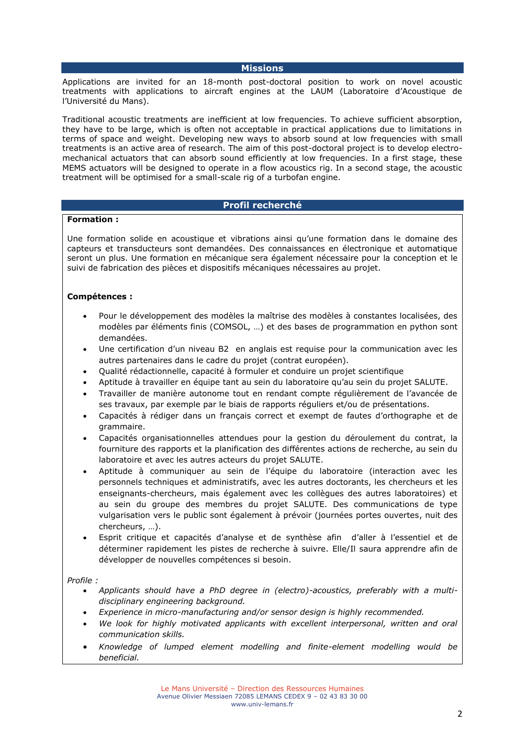## Missions

Applications are invited for an 18-month post-doctoral position to work on novel acoustic treatments with applications to aircraft engines at the LAUM (Laboratoire d'Acoustique de l'Université du Mans).

Traditional acoustic treatments are inefficient at low frequencies. To achieve sufficient absorption, they have to be large, which is often not acceptable in practical applications due to limitations in terms of space and weight. Developing new ways to absorb sound at low frequencies with small treatments is an active area of research. The aim of this post-doctoral project is to develop electro-mechanical actuators that can absorb sound efficiently at low frequencies. In a first stage, these MEMS actuators will be designed to operate in a flow acoustics rig. In a second stage, the acoustic treatment will be optimised for a small-scale rig of a turbofan engine.

## Profil recherché

**Formation :**

Une formation solide en acoustique et vibrations ainsi qu'une formation dans le domaine des capteurs et transducteurs sont demandées. Des connaissances en électronique et automatique seront un plus. Une formation en mécanique sera également nécessaire pour la conception et le suivi de fabrication des pièces et dispositifs mécaniques nécessaires au projet.

**Compétences :**

- Pour le développement des modèles la maîtrise des modèles à constantes localisées, des modèles par éléments finis (COMSOL, …) et des bases de programmation en python sont demandées.
- Une certification d'un niveau B2 en anglais est requise pour la communication avec les autres partenaires dans le cadre du projet (contrat européen).
- Qualité rédactionnelle, capacité à formuler et conduire un projet scientifique
- Aptitude à travailler en équipe tant au sein du laboratoire qu'au sein du projet SALUTE.
- Travailler de manière autonome tout en rendant compte régulièrement de l'avancée de ses travaux, par exemple par le biais de rapports réguliers et/ou de présentations.
- Capacités à rédiger dans un français correct et exempt de fautes d'orthographe et de grammaire.
- Capacités organisationnelles attendues pour la gestion du déroulement du contrat, la fourniture des rapports et la planification des différentes actions de recherche, au sein du laboratoire et avec les autres acteurs du projet SALUTE.
- Aptitude à communiquer au sein de l'équipe du laboratoire (interaction avec les personnels techniques et administratifs, avec les autres doctorants, les chercheurs et les enseignants-chercheurs, mais également avec les collègues des autres laboratoires) et au sein du groupe des membres du projet SALUTE. Des communications de type vulgarisation vers le public sont également à prévoir (journées portes ouvertes, nuit des chercheurs, …).
- Esprit critique et capacités d'analyse et de synthèse afin d'aller à l'essentiel et de déterminer rapidement les pistes de recherche à suivre. Elle/Il saura apprendre afin de développer de nouvelles compétences si besoin.

*Profile :*

- *Applicants should have a PhD degree in (electro)-acoustics, preferably with a multi-disciplinary engineering background.*
- *Experience in micro-manufacturing and/or sensor design is highly recommended.*
- *We look for highly motivated applicants with excellent interpersonal, written and oral communication skills.*
- *Knowledge of lumped element modelling and finite-element modelling would be beneficial.*

Le Mans Université – Direction des Ressources Humaines
Avenue Olivier Messiaen 72085 LEMANS CEDEX 9 – 02 43 83 30 00
www.univ-lemans.fr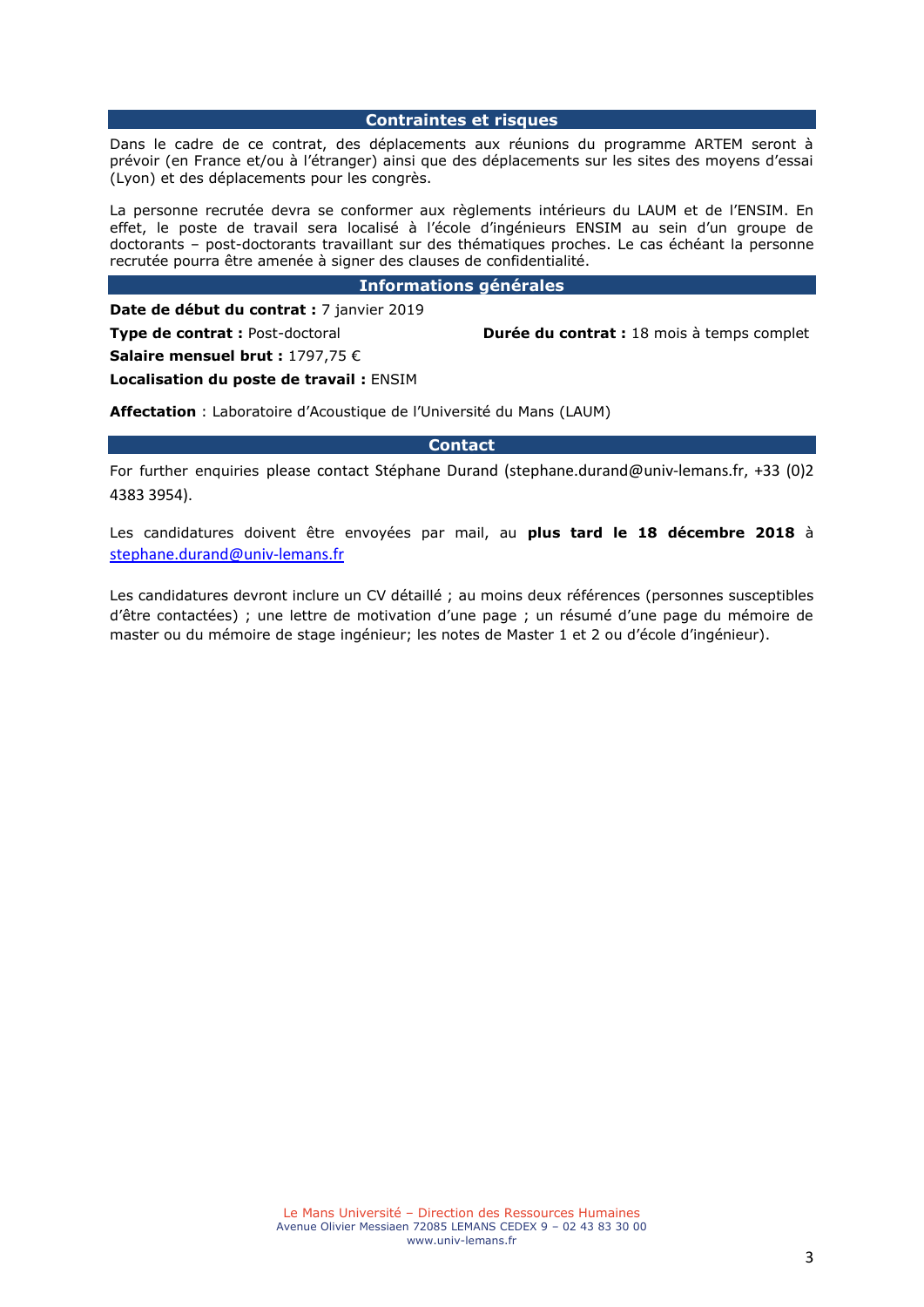## Contraintes et risques

Dans le cadre de ce contrat, des déplacements aux réunions du programme ARTEM seront à prévoir (en France et/ou à l'étranger) ainsi que des déplacements sur les sites des moyens d'essai (Lyon) et des déplacements pour les congrès.

La personne recrutée devra se conformer aux règlements intérieurs du LAUM et de l'ENSIM. En effet, le poste de travail sera localisé à l'école d'ingénieurs ENSIM au sein d'un groupe de doctorants – post-doctorants travaillant sur des thématiques proches. Le cas échéant la personne recrutée pourra être amenée à signer des clauses de confidentialité.

## Informations générales

**Date de début du contrat :** 7 janvier 2019

**Type de contrat :** Post-doctoral

**Durée du contrat :** 18 mois à temps complet

**Salaire mensuel brut :** 1797,75 €

**Localisation du poste de travail :** ENSIM

**Affectation** : Laboratoire d'Acoustique de l'Université du Mans (LAUM)

## Contact

For further enquiries please contact Stéphane Durand (stephane.durand@univ-lemans.fr, +33 (0)2 4383 3954).

Les candidatures doivent être envoyées par mail, au **plus tard le 18 décembre 2018** à stephane.durand@univ-lemans.fr

Les candidatures devront inclure un CV détaillé ; au moins deux références (personnes susceptibles d'être contactées) ; une lettre de motivation d'une page ; un résumé d'une page du mémoire de master ou du mémoire de stage ingénieur; les notes de Master 1 et 2 ou d'école d'ingénieur).

Le Mans Université – Direction des Ressources Humaines
Avenue Olivier Messiaen 72085 LEMANS CEDEX 9 – 02 43 83 30 00
www.univ-lemans.fr